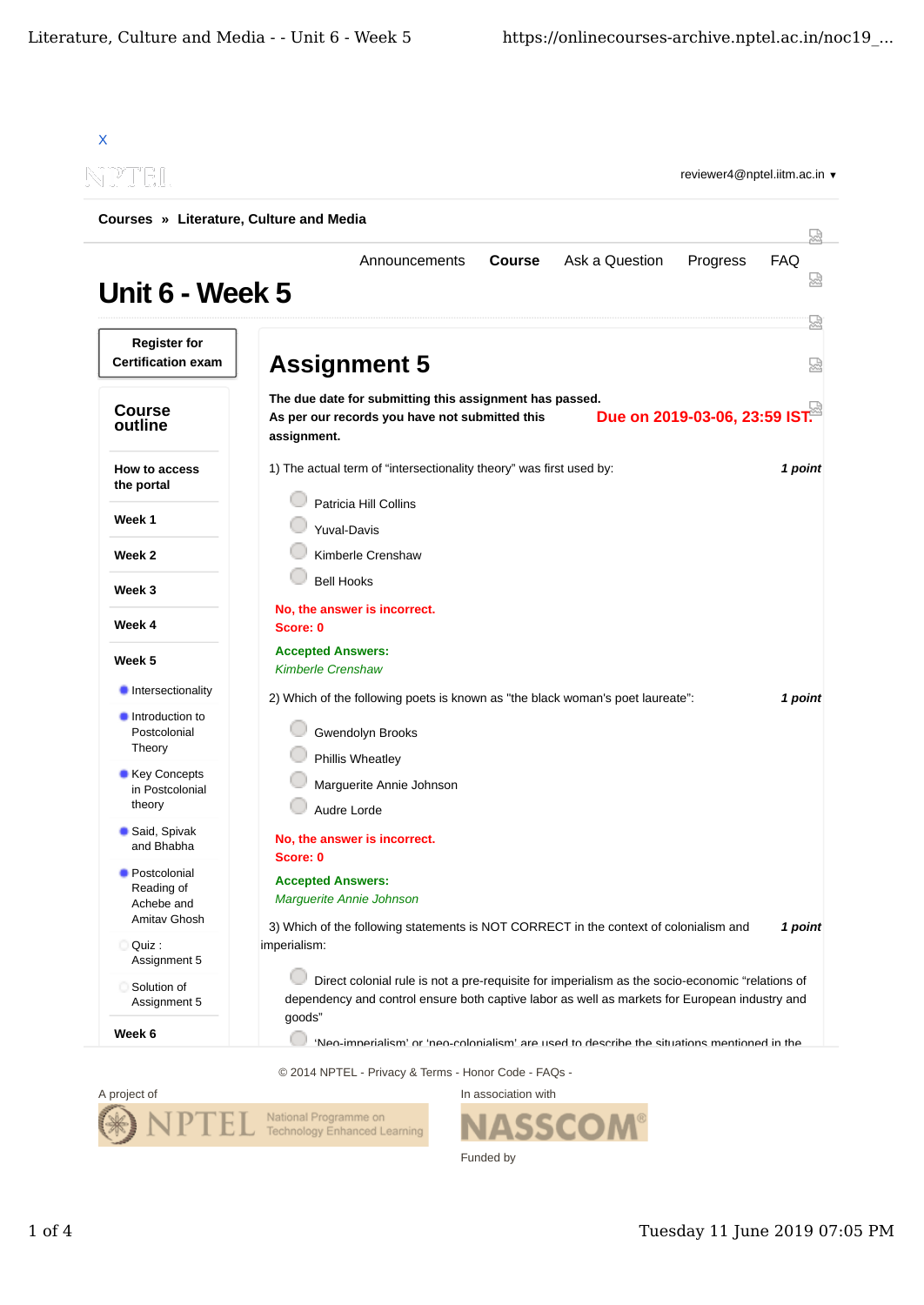X

reviewer4@nptel.iitm.ac.in ▾

**Courses » Literature, Culture and Media**

Announcements **Course** Ask a Question Progress FAQ

# Unit 6 - Week 5

**Register for Certification exam**

## Course outline

**How to access the portal**

**Week 1**

**Week 2**

**Week 3**

**Week 4**

**Week 5**

- Intersectionality
- Introduction to Postcolonial Theory
- Key Concepts in Postcolonial theory
- Said, Spivak and Bhabha
- Postcolonial Reading of Achebe and Amitav Ghosh
- Quiz : Assignment 5
- Solution of Assignment 5

**Week 6**

## Assignment 5

**The due date for submitting this assignment has passed.**
**As per our records you have not submitted this assignment.**

**Due on 2019-03-06, 23:59 IST.**

1) The actual term of "intersectionality theory" was first used by: ***1 point***

- Patricia Hill Collins
- Yuval-Davis
- Kimberle Crenshaw
- Bell Hooks

**No, the answer is incorrect.**
**Score: 0**

**Accepted Answers:**
*Kimberle Crenshaw*

2) Which of the following poets is known as "the black woman's poet laureate": ***1 point***

- Gwendolyn Brooks
- Phillis Wheatley
- Marguerite Annie Johnson
- Audre Lorde

**No, the answer is incorrect.**
**Score: 0**

**Accepted Answers:**
*Marguerite Annie Johnson*

3) Which of the following statements is NOT CORRECT in the context of colonialism and imperialism: ***1 point***

- Direct colonial rule is not a pre-requisite for imperialism as the socio-economic "relations of dependency and control ensure both captive labor as well as markets for European industry and goods"
- 'Neo-imperialism' or 'neo-colonialism' are used to describe the situations mentioned in the

© 2014 NPTEL - Privacy & Terms - Honor Code - FAQs -

A project of

In association with

Funded by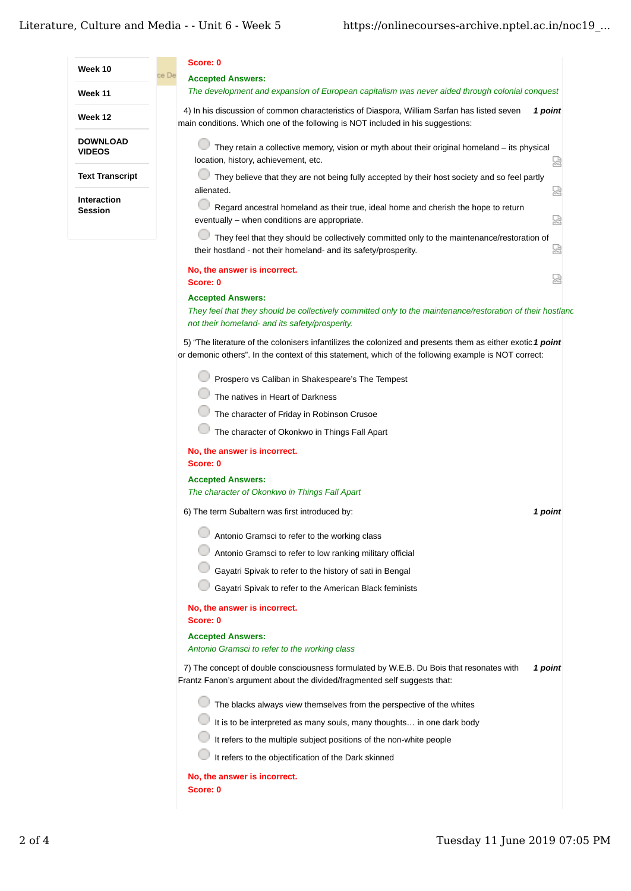- Week 10
- Week 11
- Week 12
- DOWNLOAD VIDEOS
- Text Transcript
- Interaction Session

**Score: 0**

**Accepted Answers:**
*The development and expansion of European capitalism was never aided through colonial conquest*

4) In his discussion of common characteristics of Diaspora, William Sarfan has listed seven main conditions. Which one of the following is NOT included in his suggestions: ***1 point***

- They retain a collective memory, vision or myth about their original homeland – its physical location, history, achievement, etc.
- They believe that they are not being fully accepted by their host society and so feel partly alienated.
- Regard ancestral homeland as their true, ideal home and cherish the hope to return eventually – when conditions are appropriate.
- They feel that they should be collectively committed only to the maintenance/restoration of their hostland - not their homeland- and its safety/prosperity.

**No, the answer is incorrect.**
**Score: 0**

**Accepted Answers:**
*They feel that they should be collectively committed only to the maintenance/restoration of their hostland not their homeland- and its safety/prosperity.*

5) "The literature of the colonisers infantilizes the colonized and presents them as either exotic or demonic others". In the context of this statement, which of the following example is NOT correct: ***1 point***

- Prospero vs Caliban in Shakespeare's The Tempest
- The natives in Heart of Darkness
- The character of Friday in Robinson Crusoe
- The character of Okonkwo in Things Fall Apart

**No, the answer is incorrect.**
**Score: 0**

**Accepted Answers:**
*The character of Okonkwo in Things Fall Apart*

6) The term Subaltern was first introduced by: ***1 point***

- Antonio Gramsci to refer to the working class
- Antonio Gramsci to refer to low ranking military official
- Gayatri Spivak to refer to the history of sati in Bengal
- Gayatri Spivak to refer to the American Black feminists

**No, the answer is incorrect.**
**Score: 0**

**Accepted Answers:**
*Antonio Gramsci to refer to the working class*

7) The concept of double consciousness formulated by W.E.B. Du Bois that resonates with Frantz Fanon's argument about the divided/fragmented self suggests that: ***1 point***

- The blacks always view themselves from the perspective of the whites
- It is to be interpreted as many souls, many thoughts… in one dark body
- It refers to the multiple subject positions of the non-white people
- It refers to the objectification of the Dark skinned

**No, the answer is incorrect.**
**Score: 0**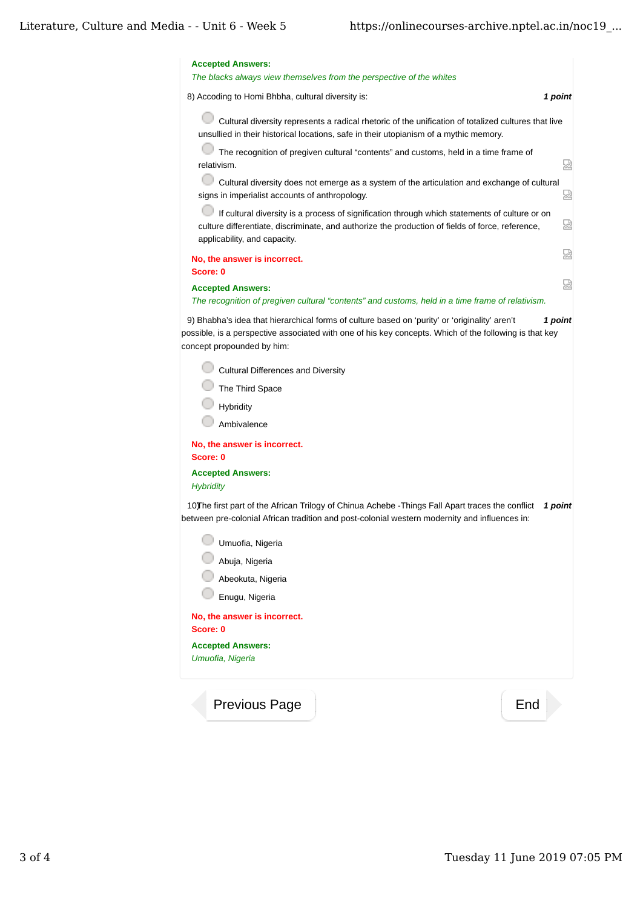**Accepted Answers:**
*The blacks always view themselves from the perspective of the whites*

8) Accoding to Homi Bhbha, cultural diversity is: **1 point**

- Cultural diversity represents a radical rhetoric of the unification of totalized cultures that live unsullied in their historical locations, safe in their utopianism of a mythic memory.
- The recognition of pregiven cultural “contents” and customs, held in a time frame of relativism.
- Cultural diversity does not emerge as a system of the articulation and exchange of cultural signs in imperialist accounts of anthropology.
- If cultural diversity is a process of signification through which statements of culture or on culture differentiate, discriminate, and authorize the production of fields of force, reference, applicability, and capacity.

**No, the answer is incorrect.**
**Score: 0**

**Accepted Answers:**
*The recognition of pregiven cultural “contents” and customs, held in a time frame of relativism.*

9) Bhabha’s idea that hierarchical forms of culture based on ‘purity’ or ‘originality’ aren’t possible, is a perspective associated with one of his key concepts. Which of the following is that key concept propounded by him: **1 point**

- Cultural Differences and Diversity
- The Third Space
- Hybridity
- Ambivalence

**No, the answer is incorrect.**
**Score: 0**

**Accepted Answers:**
*Hybridity*

10)The first part of the African Trilogy of Chinua Achebe -Things Fall Apart traces the conflict between pre-colonial African tradition and post-colonial western modernity and influences in: **1 point**

- Umuofia, Nigeria
- Abuja, Nigeria
- Abeokuta, Nigeria
- Enugu, Nigeria

**No, the answer is incorrect.**
**Score: 0**

**Accepted Answers:**
*Umuofia, Nigeria*

Previous Page | End